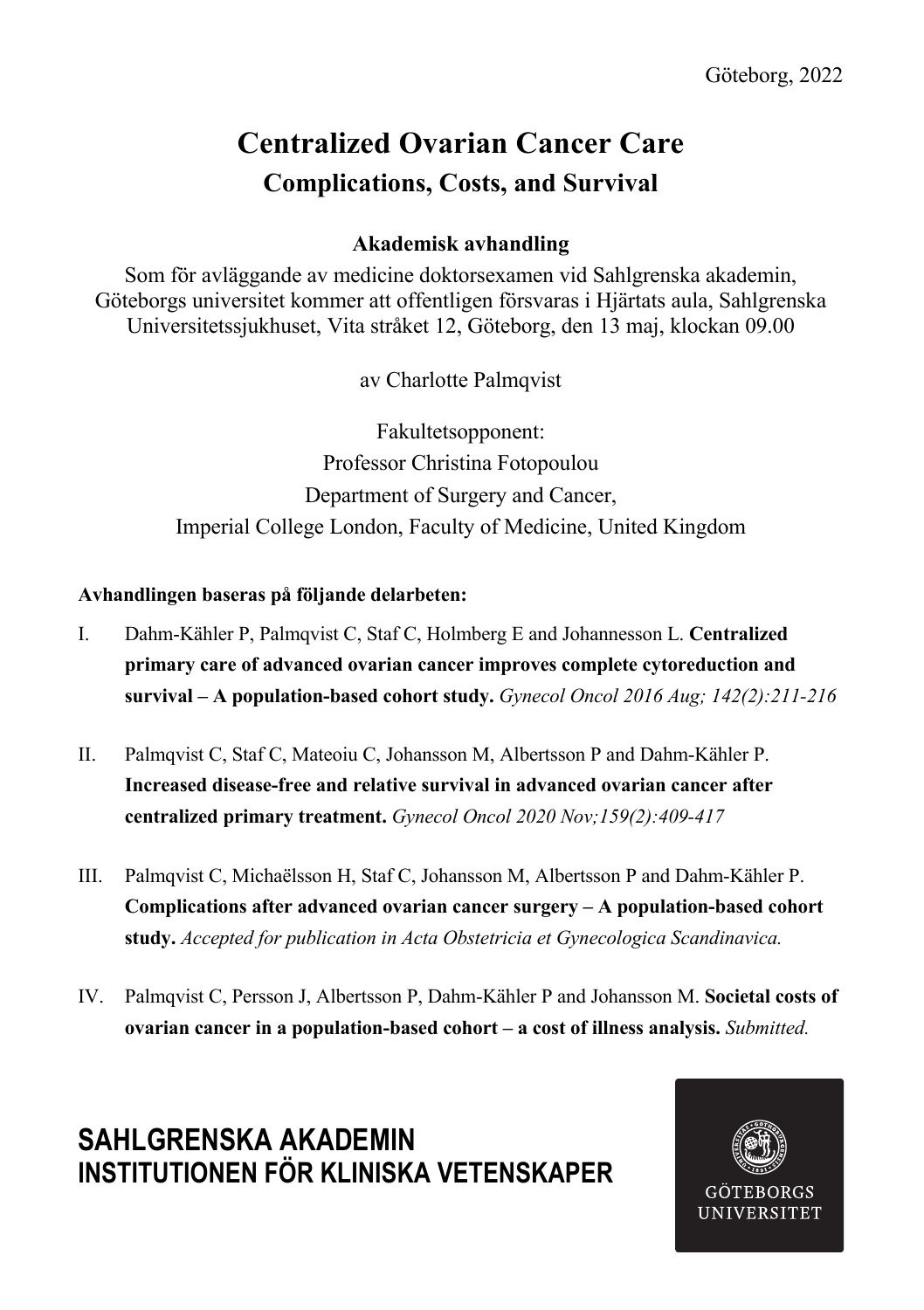Göteborg, 2022

# Centralized Ovarian Cancer Care

## Complications, Costs, and Survival

**Akademisk avhandling**

Som för avläggande av medicine doktorsexamen vid Sahlgrenska akademin, Göteborgs universitet kommer att offentligen försvaras i Hjärtats aula, Sahlgrenska Universitetssjukhuset, Vita stråket 12, Göteborg, den 13 maj, klockan 09.00

av Charlotte Palmqvist

Fakultetsopponent:
Professor Christina Fotopoulou
Department of Surgery and Cancer,
Imperial College London, Faculty of Medicine, United Kingdom

**Avhandlingen baseras på följande delarbeten:**

I. Dahm-Kähler P, Palmqvist C, Staf C, Holmberg E and Johannesson L. **Centralized primary care of advanced ovarian cancer improves complete cytoreduction and survival – A population-based cohort study.** *Gynecol Oncol 2016 Aug; 142(2):211-216*

II. Palmqvist C, Staf C, Mateoiu C, Johansson M, Albertsson P and Dahm-Kähler P. **Increased disease-free and relative survival in advanced ovarian cancer after centralized primary treatment.** *Gynecol Oncol 2020 Nov;159(2):409-417*

III. Palmqvist C, Michaëlsson H, Staf C, Johansson M, Albertsson P and Dahm-Kähler P. **Complications after advanced ovarian cancer surgery – A population-based cohort study.** *Accepted for publication in Acta Obstetricia et Gynecologica Scandinavica.*

IV. Palmqvist C, Persson J, Albertsson P, Dahm-Kähler P and Johansson M. **Societal costs of ovarian cancer in a population-based cohort – a cost of illness analysis.** *Submitted.*

**SAHLGRENSKA AKADEMIN**
**INSTITUTIONEN FÖR KLINISKA VETENSKAPER**

GÖTEBORGS UNIVERSITET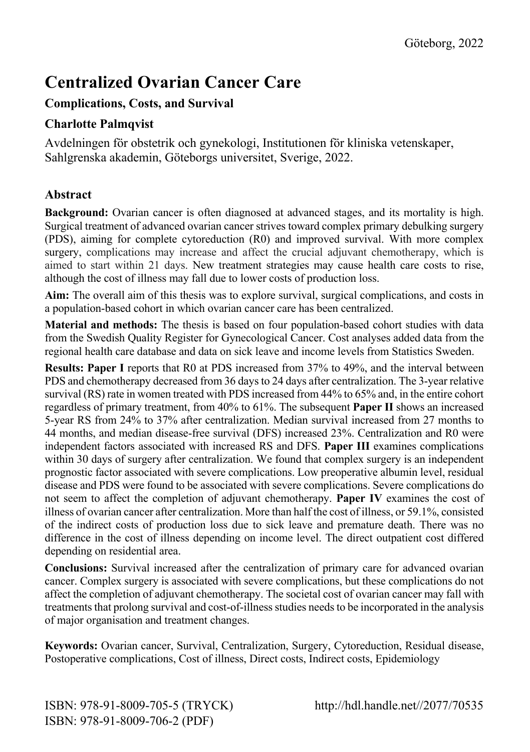Göteborg, 2022

# Centralized Ovarian Cancer Care

### Complications, Costs, and Survival

### Charlotte Palmqvist

Avdelningen för obstetrik och gynekologi, Institutionen för kliniska vetenskaper, Sahlgrenska akademin, Göteborgs universitet, Sverige, 2022.

## Abstract

**Background:** Ovarian cancer is often diagnosed at advanced stages, and its mortality is high. Surgical treatment of advanced ovarian cancer strives toward complex primary debulking surgery (PDS), aiming for complete cytoreduction (R0) and improved survival. With more complex surgery, complications may increase and affect the crucial adjuvant chemotherapy, which is aimed to start within 21 days. New treatment strategies may cause health care costs to rise, although the cost of illness may fall due to lower costs of production loss.

**Aim:** The overall aim of this thesis was to explore survival, surgical complications, and costs in a population-based cohort in which ovarian cancer care has been centralized.

**Material and methods:** The thesis is based on four population-based cohort studies with data from the Swedish Quality Register for Gynecological Cancer. Cost analyses added data from the regional health care database and data on sick leave and income levels from Statistics Sweden.

**Results: Paper I** reports that R0 at PDS increased from 37% to 49%, and the interval between PDS and chemotherapy decreased from 36 days to 24 days after centralization. The 3-year relative survival (RS) rate in women treated with PDS increased from 44% to 65% and, in the entire cohort regardless of primary treatment, from 40% to 61%. The subsequent **Paper II** shows an increased 5-year RS from 24% to 37% after centralization. Median survival increased from 27 months to 44 months, and median disease-free survival (DFS) increased 23%. Centralization and R0 were independent factors associated with increased RS and DFS. **Paper III** examines complications within 30 days of surgery after centralization. We found that complex surgery is an independent prognostic factor associated with severe complications. Low preoperative albumin level, residual disease and PDS were found to be associated with severe complications. Severe complications do not seem to affect the completion of adjuvant chemotherapy. **Paper IV** examines the cost of illness of ovarian cancer after centralization. More than half the cost of illness, or 59.1%, consisted of the indirect costs of production loss due to sick leave and premature death. There was no difference in the cost of illness depending on income level. The direct outpatient cost differed depending on residential area.

**Conclusions:** Survival increased after the centralization of primary care for advanced ovarian cancer. Complex surgery is associated with severe complications, but these complications do not affect the completion of adjuvant chemotherapy. The societal cost of ovarian cancer may fall with treatments that prolong survival and cost-of-illness studies needs to be incorporated in the analysis of major organisation and treatment changes.

**Keywords:** Ovarian cancer, Survival, Centralization, Surgery, Cytoreduction, Residual disease, Postoperative complications, Cost of illness, Direct costs, Indirect costs, Epidemiology

ISBN: 978-91-8009-705-5 (TRYCK)
ISBN: 978-91-8009-706-2 (PDF)

http://hdl.handle.net//2077/70535